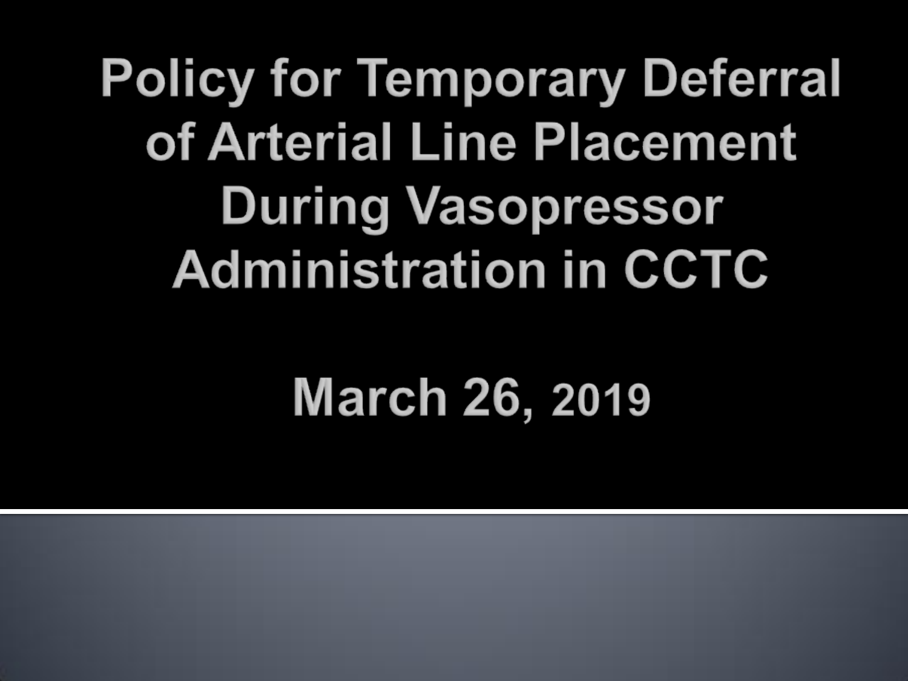# Policy for Temporary Deferral of Arterial Line Placement During Vasopressor Administration in CCTC

## March 26, 2019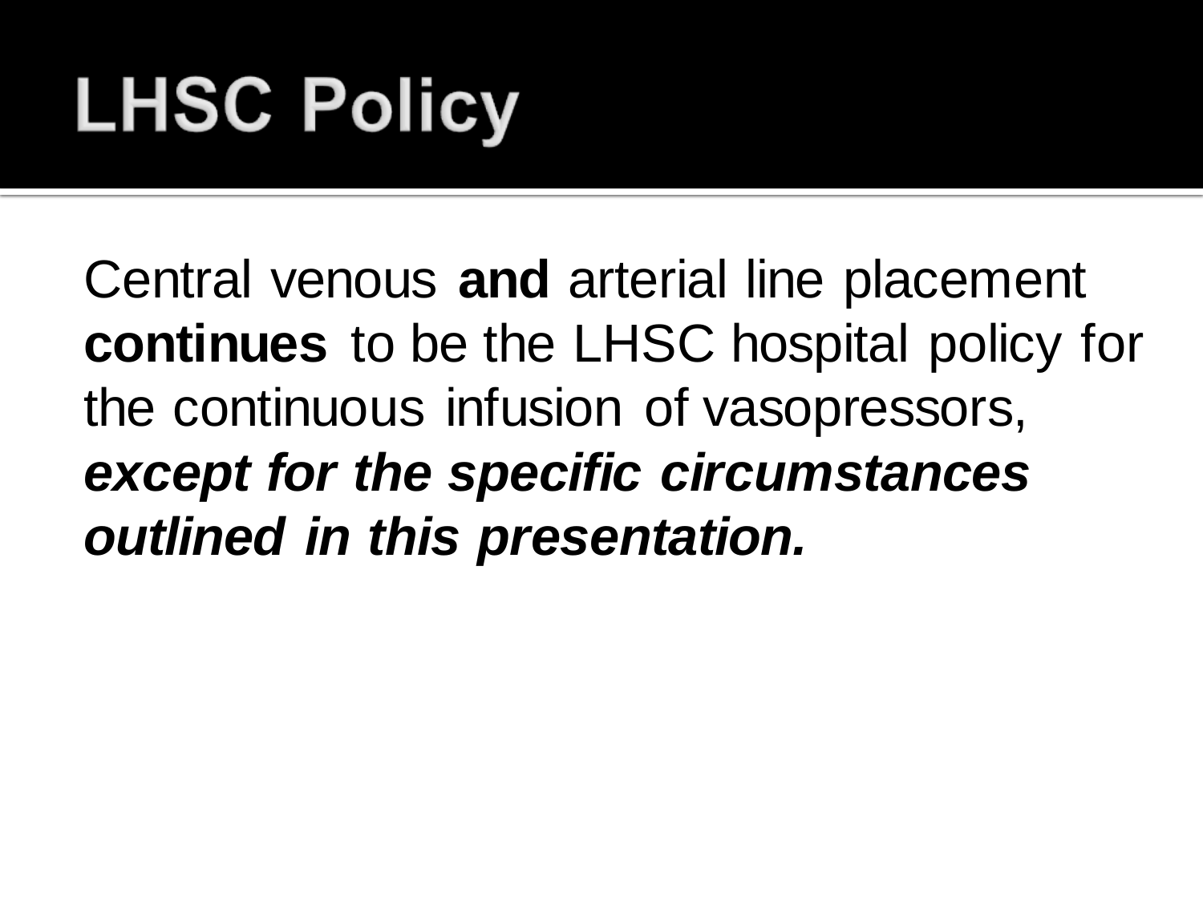# LHSC Policy

Central venous **and** arterial line placement **continues** to be the LHSC hospital policy for the continuous infusion of vasopressors, ***except for the specific circumstances outlined in this presentation.***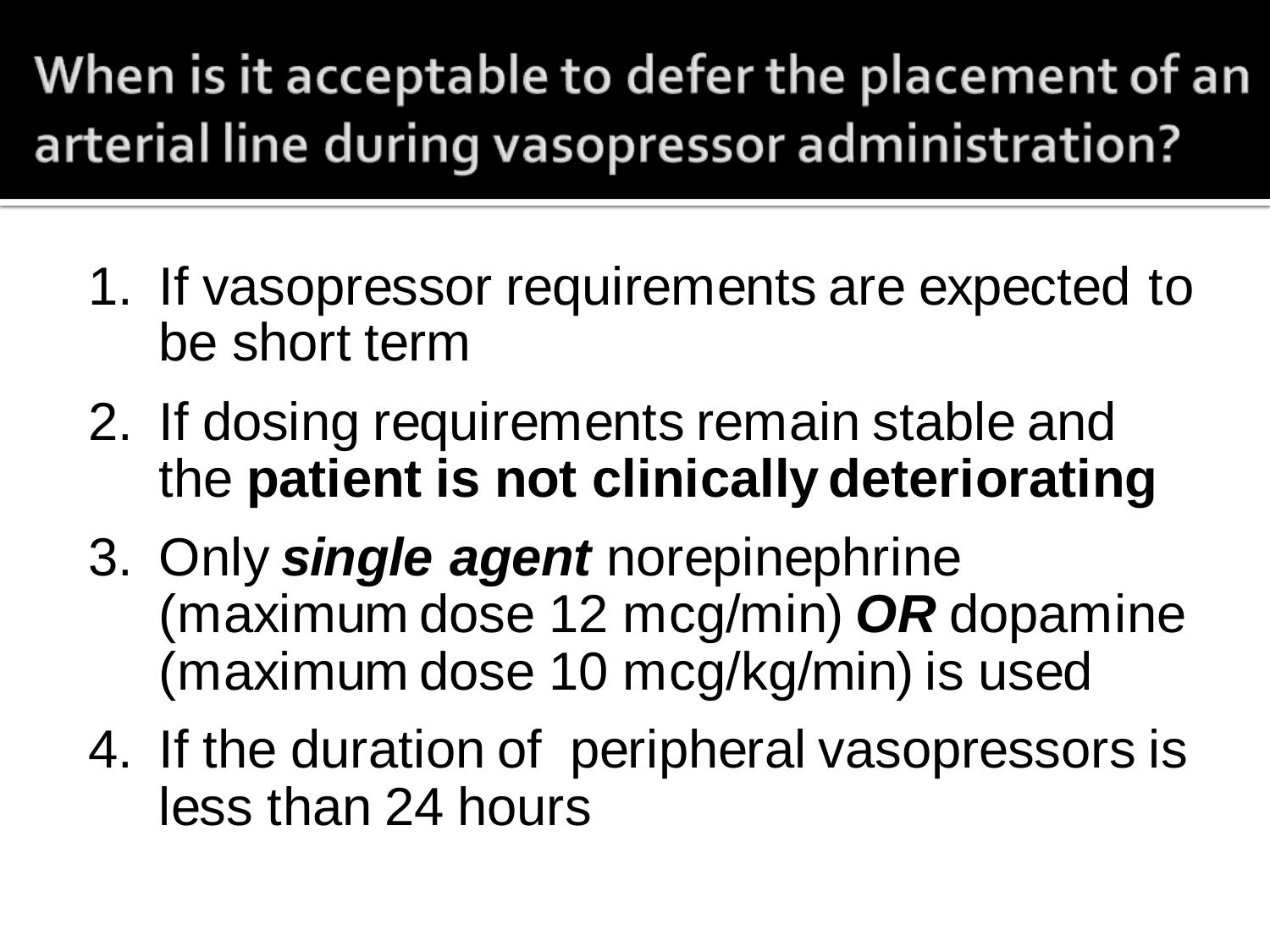# When is it acceptable to defer the placement of an arterial line during vasopressor administration?

1. If vasopressor requirements are expected to be short term
2. If dosing requirements remain stable and the **patient is not clinically deteriorating**
3. Only ***single agent*** norepinephrine (maximum dose 12 mcg/min) ***OR*** dopamine (maximum dose 10 mcg/kg/min) is used
4. If the duration of peripheral vasopressors is less than 24 hours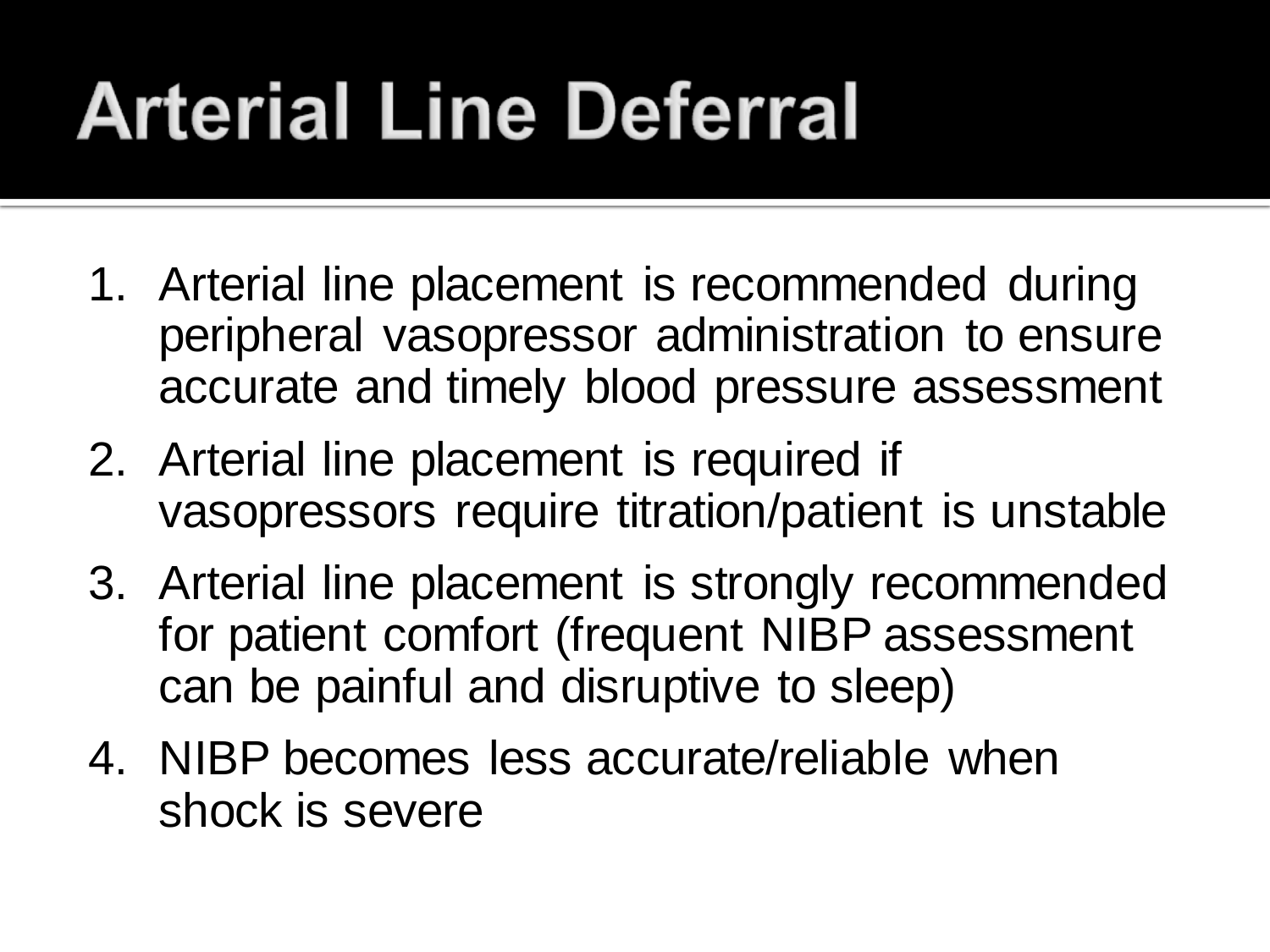# Arterial Line Deferral

1. Arterial line placement is recommended during peripheral vasopressor administration to ensure accurate and timely blood pressure assessment
2. Arterial line placement is required if vasopressors require titration/patient is unstable
3. Arterial line placement is strongly recommended for patient comfort (frequent NIBP assessment can be painful and disruptive to sleep)
4. NIBP becomes less accurate/reliable when shock is severe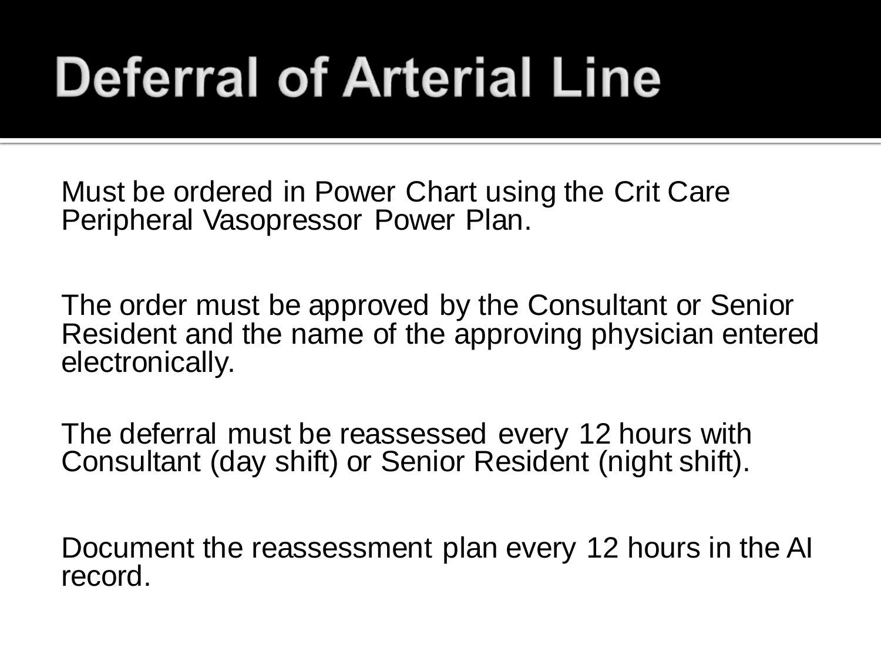# Deferral of Arterial Line

Must be ordered in Power Chart using the Crit Care Peripheral Vasopressor Power Plan.

The order must be approved by the Consultant or Senior Resident and the name of the approving physician entered electronically.

The deferral must be reassessed every 12 hours with Consultant (day shift) or Senior Resident (night shift).

Document the reassessment plan every 12 hours in the AI record.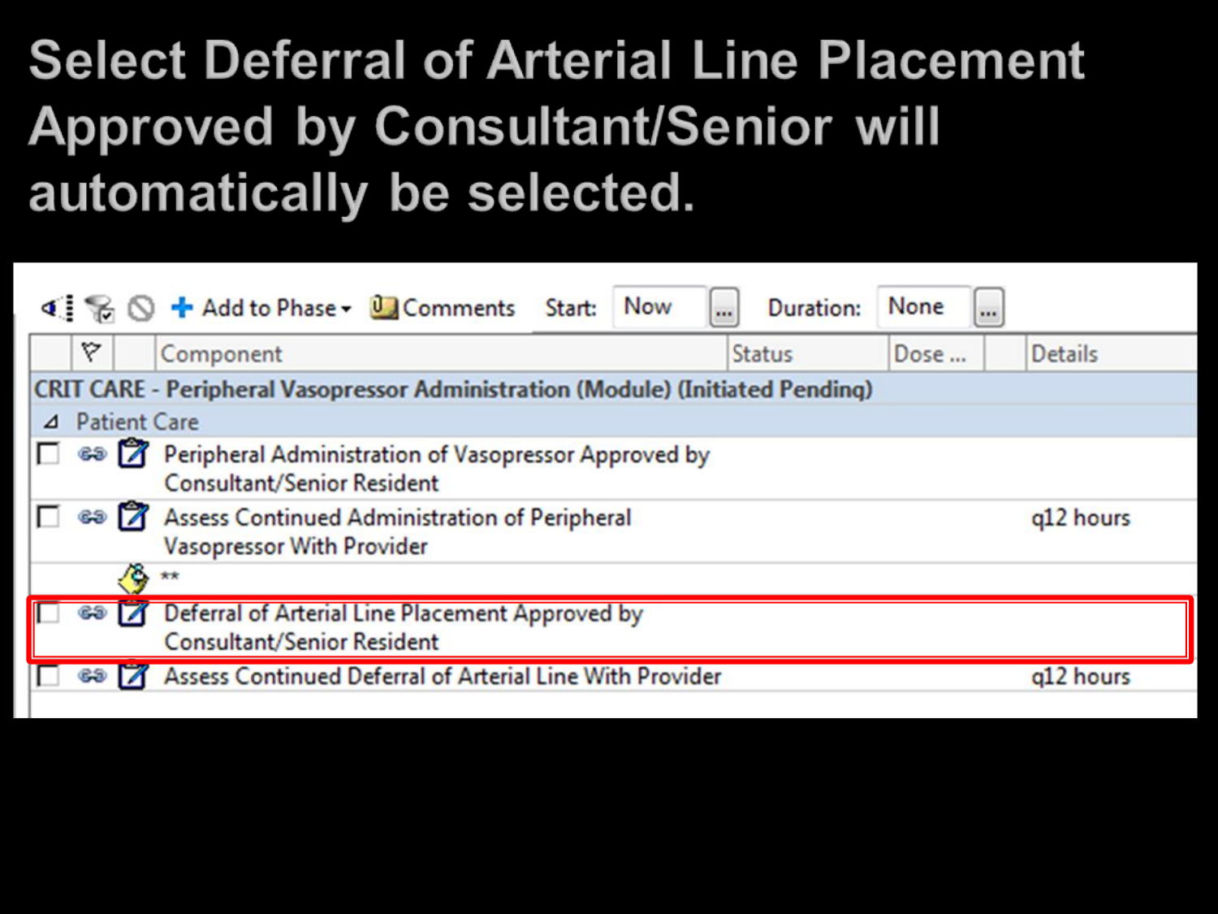# Select Deferral of Arterial Line Placement Approved by Consultant/Senior will automatically be selected.

Add to Phase | Comments | Start: Now | Duration: None

| | | Component | Status | Dose ... | Details |
|---|---|---|---|---|---|
| | | **CRIT CARE - Peripheral Vasopressor Administration (Module) (Initiated Pending)** | | | |
| | | Patient Care | | | |
| ☐ | | Peripheral Administration of Vasopressor Approved by Consultant/Senior Resident | | | |
| ☐ | | Assess Continued Administration of Peripheral Vasopressor With Provider | | | q12 hours |
| | | ** | | | |
| ☐ | | Deferral of Arterial Line Placement Approved by Consultant/Senior Resident | | | |
| ☐ | | Assess Continued Deferral of Arterial Line With Provider | | | q12 hours |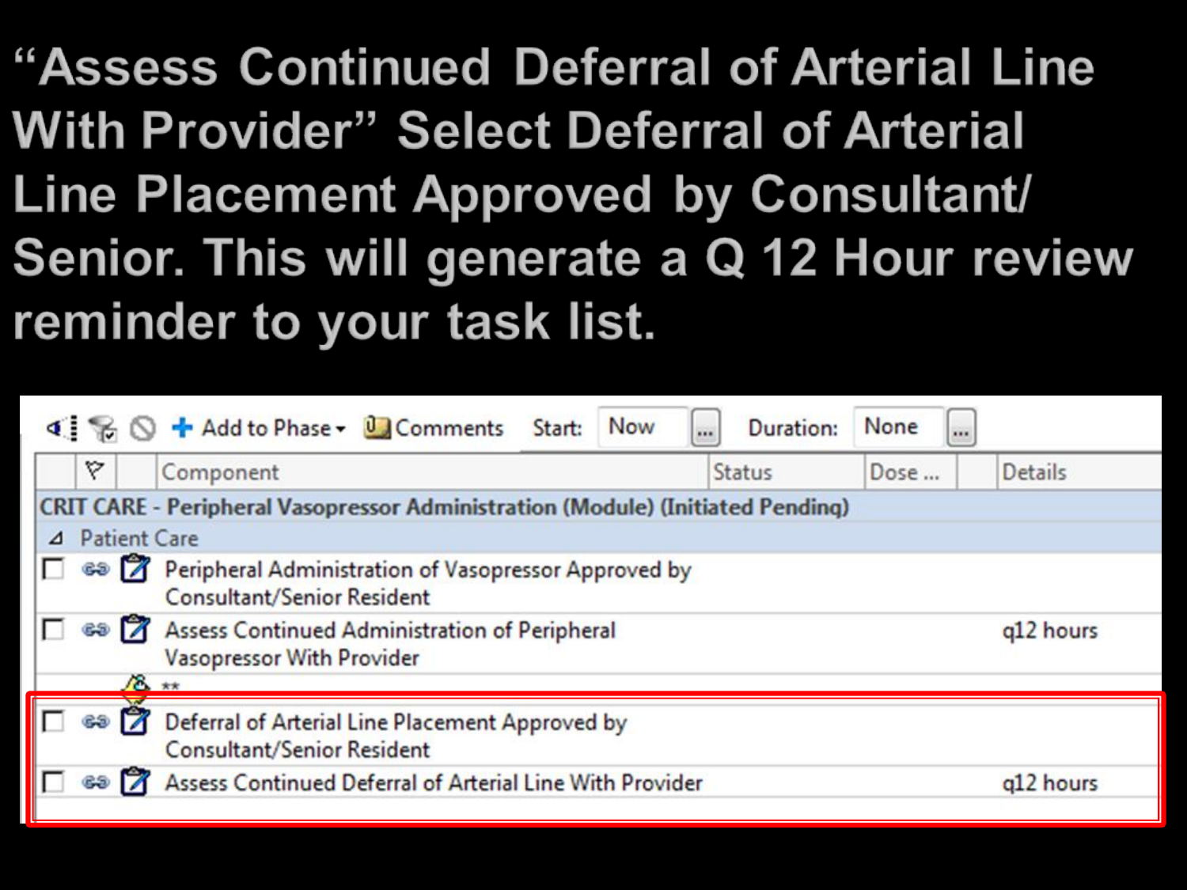# "Assess Continued Deferral of Arterial Line With Provider" Select Deferral of Arterial Line Placement Approved by Consultant/ Senior. This will generate a Q 12 Hour review reminder to your task list.

Add to Phase ▾ | Comments | Start: Now | Duration: None

| Component | Status | Dose ... | Details |
|---|---|---|---|
| **CRIT CARE - Peripheral Vasopressor Administration (Module) (Initiated Pending)** | | | |
| Patient Care | | | |
| Peripheral Administration of Vasopressor Approved by Consultant/Senior Resident | | | |
| Assess Continued Administration of Peripheral Vasopressor With Provider | | | q12 hours |
| ** | | | |
| Deferral of Arterial Line Placement Approved by Consultant/Senior Resident | | | |
| Assess Continued Deferral of Arterial Line With Provider | | | q12 hours |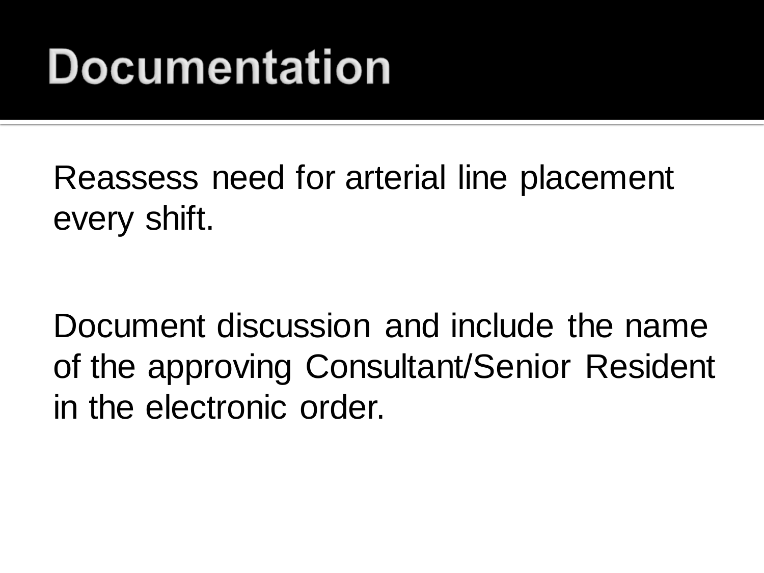# Documentation

Reassess need for arterial line placement every shift.

Document discussion and include the name of the approving Consultant/Senior Resident in the electronic order.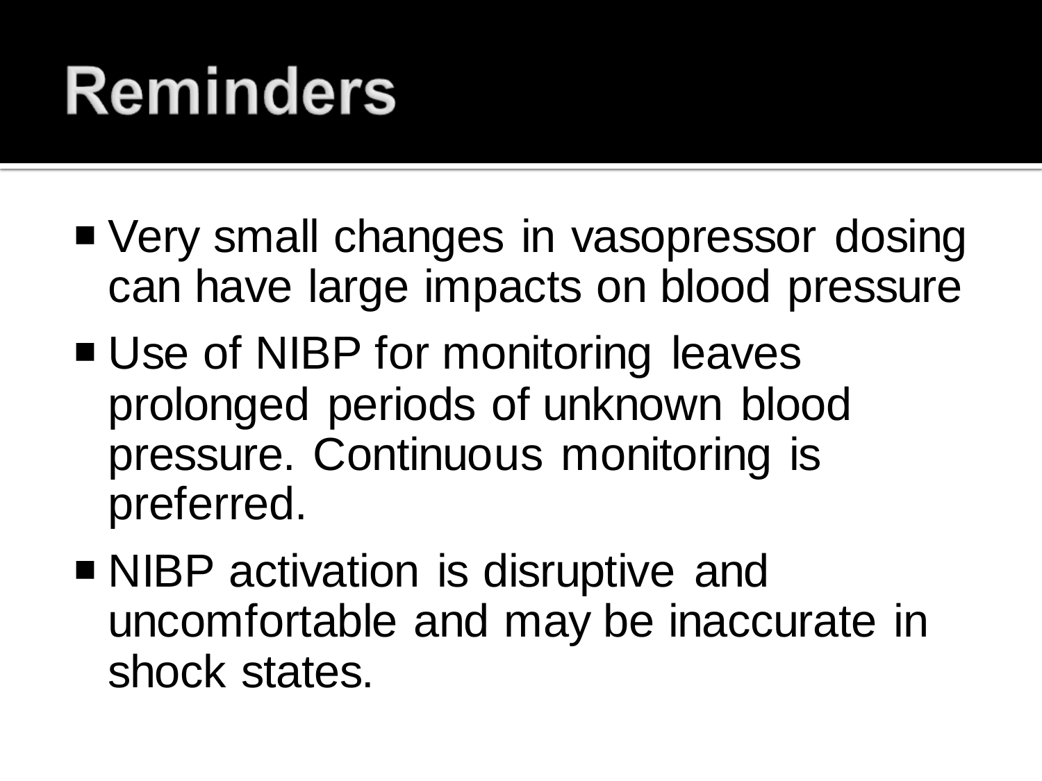# Reminders

- Very small changes in vasopressor dosing can have large impacts on blood pressure
- Use of NIBP for monitoring leaves prolonged periods of unknown blood pressure. Continuous monitoring is preferred.
- NIBP activation is disruptive and uncomfortable and may be inaccurate in shock states.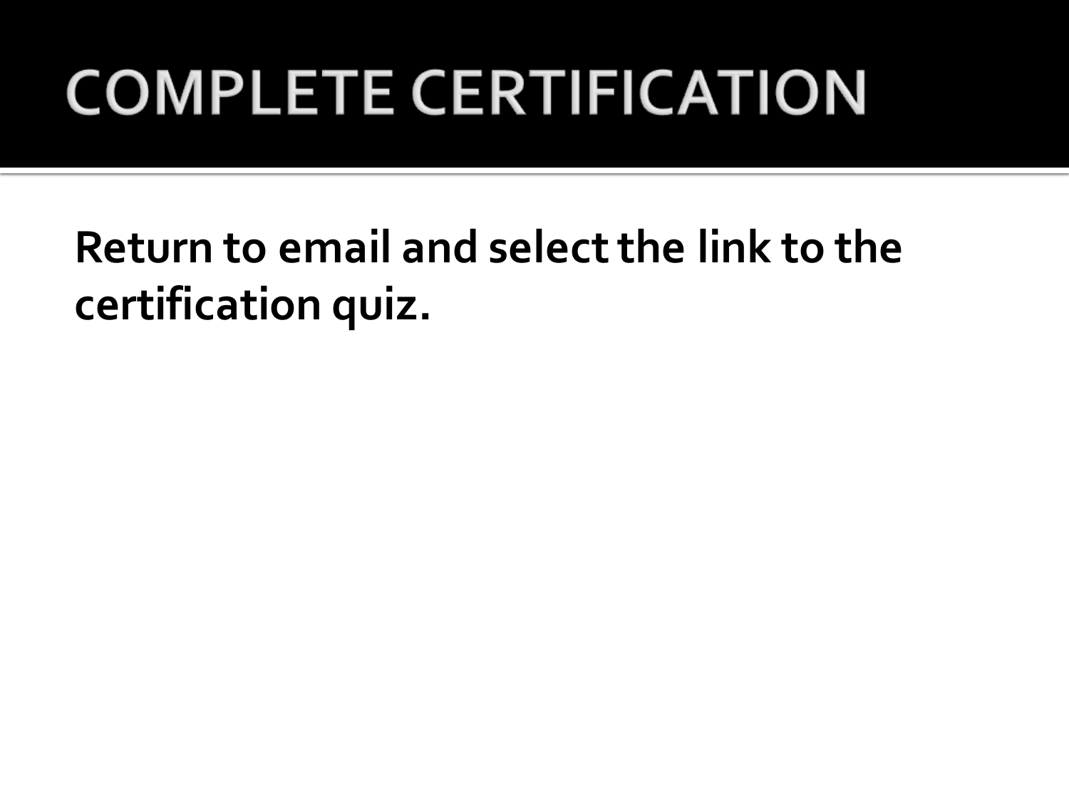# COMPLETE CERTIFICATION

**Return to email and select the link to the certification quiz.**